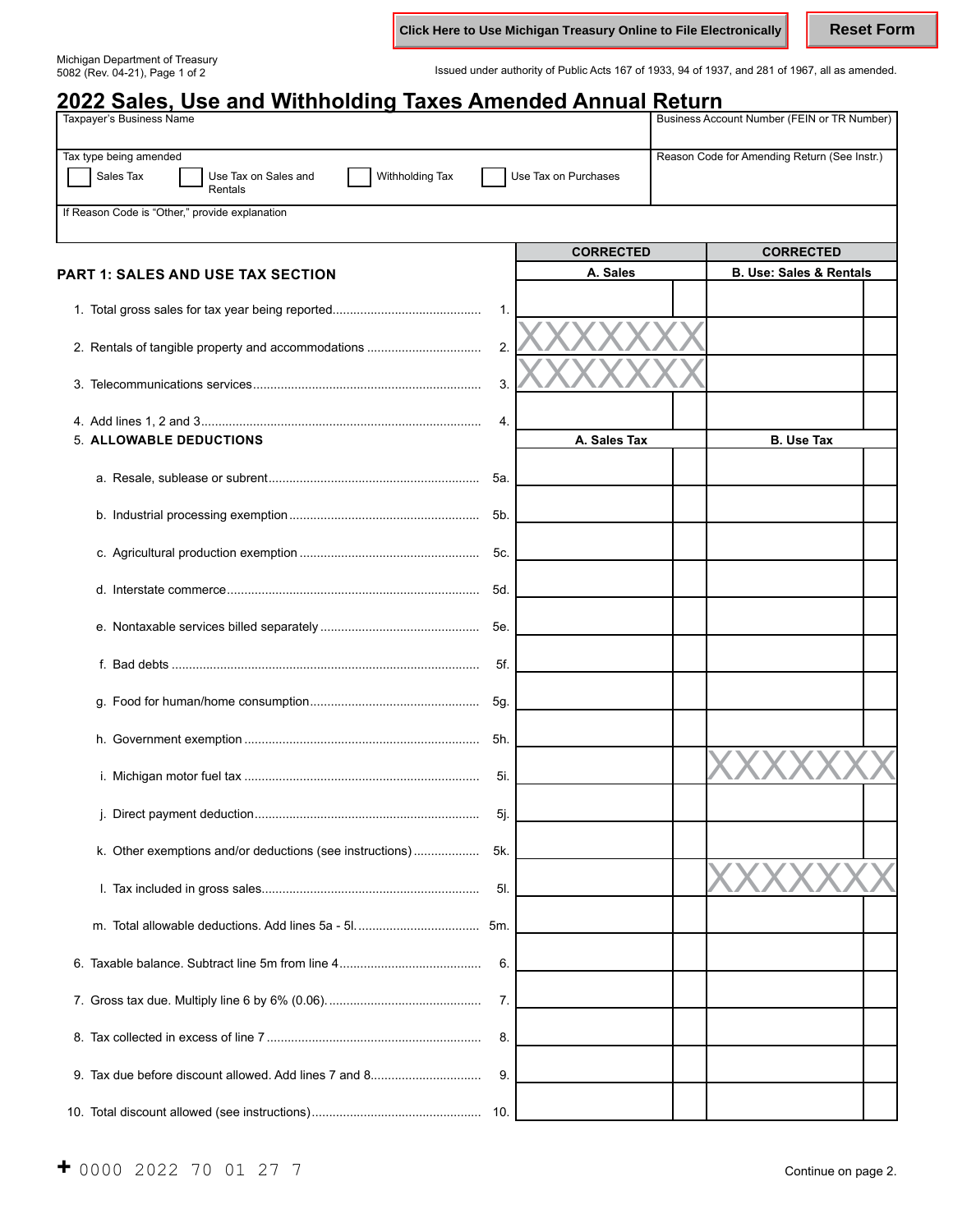Click Here to Use Michigan Treasury Online to File Electronically | Reset Form

Michigan Department of Treasury
5082 (Rev. 04-21), Page 1 of 2

Issued under authority of Public Acts 167 of 1933, 94 of 1937, and 281 of 1967, all as amended.

# 2022 Sales, Use and Withholding Taxes Amended Annual Return

| Taxpayer's Business Name | Business Account Number (FEIN or TR Number) |
|---|---|
| Tax type being amended: ☐ Sales Tax ☐ Use Tax on Sales and Rentals ☐ Withholding Tax ☐ Use Tax on Purchases | Reason Code for Amending Return (See Instr.) |
| If Reason Code is "Other," provide explanation | |

## PART 1: SALES AND USE TAX SECTION

| | Line | CORRECTED A. Sales | CORRECTED B. Use: Sales & Rentals |
|---|---|---|---|
| 1. Total gross sales for tax year being reported | 1. | | |
| 2. Rentals of tangible property and accommodations | 2. | XXXXXXX | |
| 3. Telecommunications services | 3. | XXXXXXX | |
| 4. Add lines 1, 2 and 3 | 4. | | |
| **5. ALLOWABLE DEDUCTIONS** | | **A. Sales Tax** | **B. Use Tax** |
| a. Resale, sublease or subrent | 5a. | | |
| b. Industrial processing exemption | 5b. | | |
| c. Agricultural production exemption | 5c. | | |
| d. Interstate commerce | 5d. | | |
| e. Nontaxable services billed separately | 5e. | | |
| f. Bad debts | 5f. | | |
| g. Food for human/home consumption | 5g. | | |
| h. Government exemption | 5h. | | |
| i. Michigan motor fuel tax | 5i. | | XXXXXXX |
| j. Direct payment deduction | 5j. | | |
| k. Other exemptions and/or deductions (see instructions) | 5k. | | |
| l. Tax included in gross sales | 5l. | | XXXXXXX |
| m. Total allowable deductions. Add lines 5a - 5l. | 5m. | | |
| 6. Taxable balance. Subtract line 5m from line 4 | 6. | | |
| 7. Gross tax due. Multiply line 6 by 6% (0.06). | 7. | | |
| 8. Tax collected in excess of line 7 | 8. | | |
| 9. Tax due before discount allowed. Add lines 7 and 8 | 9. | | |
| 10. Total discount allowed (see instructions) | 10. | | |

+ 0000 2022 70 01 27 7

Continue on page 2.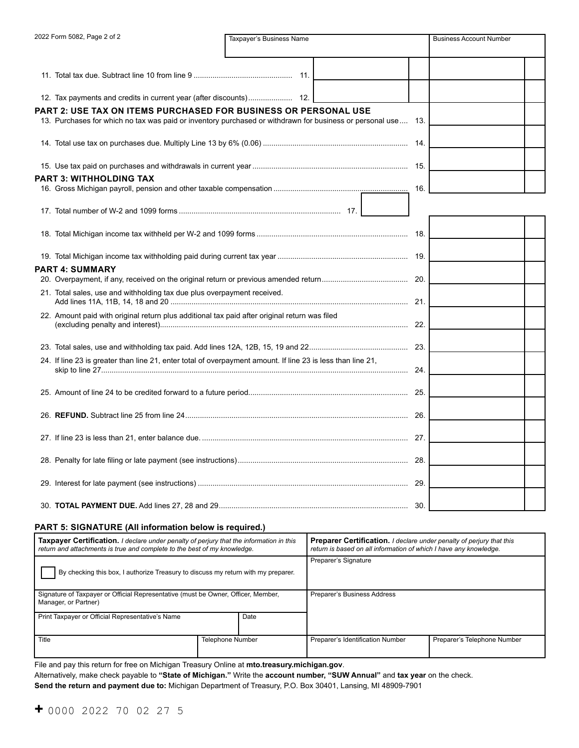2022 Form 5082, Page 2 of 2

| Taxpayer's Business Name | Business Account Number |
|---|---|
| | |

11. Total tax due. Subtract line 10 from line 9 .............................................. 11.

12. Tax payments and credits in current year (after discounts).................... 12.

## PART 2: USE TAX ON ITEMS PURCHASED FOR BUSINESS OR PERSONAL USE

13. Purchases for which no tax was paid or inventory purchased or withdrawn for business or personal use.... 13.

14. Total use tax on purchases due. Multiply Line 13 by 6% (0.06) .................................................................... 14.

15. Use tax paid on purchases and withdrawals in current year ........................................................................ 15.

## PART 3: WITHHOLDING TAX

16. Gross Michigan payroll, pension and other taxable compensation ............................................................... 16.

17. Total number of W-2 and 1099 forms ............................................................................ 17.

18. Total Michigan income tax withheld per W-2 and 1099 forms ...................................................................... 18.

19. Total Michigan income tax withholding paid during current tax year ............................................................ 19.

## PART 4: SUMMARY

20. Overpayment, if any, received on the original return or previous amended return........................................ 20.

21. Total sales, use and withholding tax due plus overpayment received. Add lines 11A, 11B, 14, 18 and 20 ............................................................................................................... 21.

22. Amount paid with original return plus additional tax paid after original return was filed (excluding penalty and interest)..................................................................................................................... 22.

23. Total sales, use and withholding tax paid. Add lines 12A, 12B, 15, 19 and 22............................................... 23.

24. If line 23 is greater than line 21, enter total of overpayment amount. If line 23 is less than line 21, skip to line 27............................................................................................................................................... 24.

25. Amount of line 24 to be credited forward to a future period........................................................................... 25.

26. **REFUND.** Subtract line 25 from line 24......................................................................................................... 26.

27. If line 23 is less than 21, enter balance due. ................................................................................................. 27.

28. Penalty for late filing or late payment (see instructions)................................................................................ 28.

29. Interest for late payment (see instructions) ................................................................................................... 29.

30. **TOTAL PAYMENT DUE.** Add lines 27, 28 and 29......................................................................................... 30.

## PART 5: SIGNATURE (All information below is required.)

| **Taxpayer Certification.** *I declare under penalty of perjury that the information in this return and attachments is true and complete to the best of my knowledge.* | | **Preparer Certification.** *I declare under penalty of perjury that this return is based on all information of which I have any knowledge.* | |
|---|---|---|---|
| ☐ By checking this box, I authorize Treasury to discuss my return with my preparer. | | Preparer's Signature | |
| Signature of Taxpayer or Official Representative (must be Owner, Officer, Member, Manager, or Partner) | | Preparer's Business Address | |
| Print Taxpayer or Official Representative's Name | Date | | |
| Title | Telephone Number | Preparer's Identification Number | Preparer's Telephone Number |

File and pay this return for free on Michigan Treasury Online at **mto.treasury.michigan.gov**.

Alternatively, make check payable to **"State of Michigan."** Write the **account number, "SUW Annual"** and **tax year** on the check.

**Send the return and payment due to:** Michigan Department of Treasury, P.O. Box 30401, Lansing, MI 48909-7901

+ 0000 2022 70 02 27 5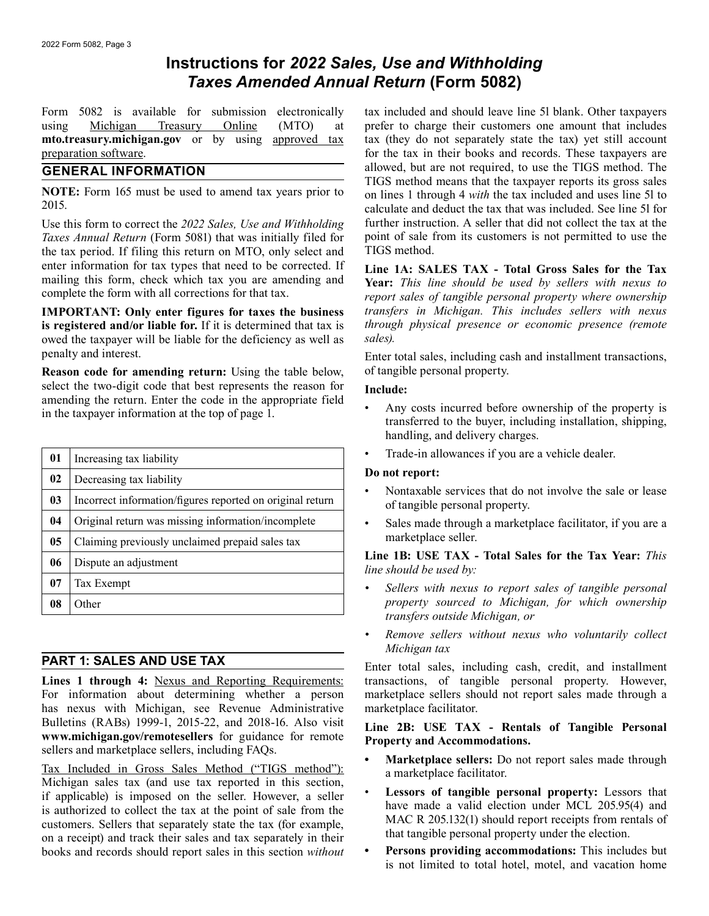# Instructions for *2022 Sales, Use and Withholding Taxes Amended Annual Return* (Form 5082)

Form 5082 is available for submission electronically using Michigan Treasury Online (MTO) at **mto.treasury.michigan.gov** or by using approved tax preparation software.

## GENERAL INFORMATION

**NOTE:** Form 165 must be used to amend tax years prior to 2015.

Use this form to correct the *2022 Sales, Use and Withholding Taxes Annual Return* (Form 5081) that was initially filed for the tax period. If filing this return on MTO, only select and enter information for tax types that need to be corrected. If mailing this form, check which tax you are amending and complete the form with all corrections for that tax.

**IMPORTANT: Only enter figures for taxes the business is registered and/or liable for.** If it is determined that tax is owed the taxpayer will be liable for the deficiency as well as penalty and interest.

**Reason code for amending return:** Using the table below, select the two-digit code that best represents the reason for amending the return. Enter the code in the appropriate field in the taxpayer information at the top of page 1.

| Code | Reason |
|---|---|
| **01** | Increasing tax liability |
| **02** | Decreasing tax liability |
| **03** | Incorrect information/figures reported on original return |
| **04** | Original return was missing information/incomplete |
| **05** | Claiming previously unclaimed prepaid sales tax |
| **06** | Dispute an adjustment |
| **07** | Tax Exempt |
| **08** | Other |

## PART 1: SALES AND USE TAX

**Lines 1 through 4:** Nexus and Reporting Requirements: For information about determining whether a person has nexus with Michigan, see Revenue Administrative Bulletins (RABs) 1999-1, 2015-22, and 2018-16. Also visit **www.michigan.gov/remotesellers** for guidance for remote sellers and marketplace sellers, including FAQs.

Tax Included in Gross Sales Method ("TIGS method"): Michigan sales tax (and use tax reported in this section, if applicable) is imposed on the seller. However, a seller is authorized to collect the tax at the point of sale from the customers. Sellers that separately state the tax (for example, on a receipt) and track their sales and tax separately in their books and records should report sales in this section *without* tax included and should leave line 5l blank. Other taxpayers prefer to charge their customers one amount that includes tax (they do not separately state the tax) yet still account for the tax in their books and records. These taxpayers are allowed, but are not required, to use the TIGS method. The TIGS method means that the taxpayer reports its gross sales on lines 1 through 4 *with* the tax included and uses line 5l to calculate and deduct the tax that was included. See line 5l for further instruction. A seller that did not collect the tax at the point of sale from its customers is not permitted to use the TIGS method.

**Line 1A: SALES TAX - Total Gross Sales for the Tax Year:** *This line should be used by sellers with nexus to report sales of tangible personal property where ownership transfers in Michigan. This includes sellers with nexus through physical presence or economic presence (remote sales).*

Enter total sales, including cash and installment transactions, of tangible personal property.

**Include:**

- Any costs incurred before ownership of the property is transferred to the buyer, including installation, shipping, handling, and delivery charges.
- Trade-in allowances if you are a vehicle dealer.

**Do not report:**

- Nontaxable services that do not involve the sale or lease of tangible personal property.
- Sales made through a marketplace facilitator, if you are a marketplace seller.

**Line 1B: USE TAX - Total Sales for the Tax Year:** *This line should be used by:*

- *Sellers with nexus to report sales of tangible personal property sourced to Michigan, for which ownership transfers outside Michigan, or*
- *Remove sellers without nexus who voluntarily collect Michigan tax*

Enter total sales, including cash, credit, and installment transactions, of tangible personal property. However, marketplace sellers should not report sales made through a marketplace facilitator.

**Line 2B: USE TAX - Rentals of Tangible Personal Property and Accommodations.**

- **Marketplace sellers:** Do not report sales made through a marketplace facilitator.
- **Lessors of tangible personal property:** Lessors that have made a valid election under MCL 205.95(4) and MAC R 205.132(1) should report receipts from rentals of that tangible personal property under the election.
- **Persons providing accommodations:** This includes but is not limited to total hotel, motel, and vacation home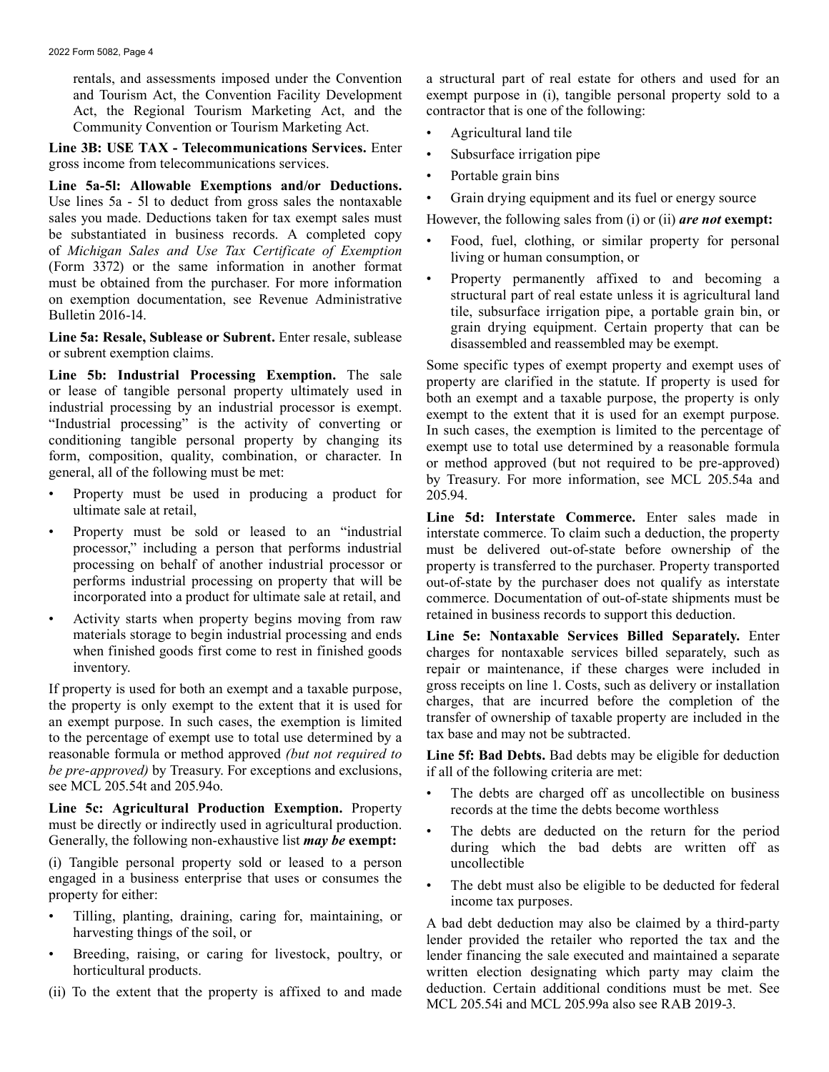rentals, and assessments imposed under the Convention and Tourism Act, the Convention Facility Development Act, the Regional Tourism Marketing Act, and the Community Convention or Tourism Marketing Act.

**Line 3B: USE TAX - Telecommunications Services.** Enter gross income from telecommunications services.

**Line 5a-5l: Allowable Exemptions and/or Deductions.** Use lines 5a - 5l to deduct from gross sales the nontaxable sales you made. Deductions taken for tax exempt sales must be substantiated in business records. A completed copy of *Michigan Sales and Use Tax Certificate of Exemption* (Form 3372) or the same information in another format must be obtained from the purchaser. For more information on exemption documentation, see Revenue Administrative Bulletin 2016-14.

**Line 5a: Resale, Sublease or Subrent.** Enter resale, sublease or subrent exemption claims.

**Line 5b: Industrial Processing Exemption.** The sale or lease of tangible personal property ultimately used in industrial processing by an industrial processor is exempt. "Industrial processing" is the activity of converting or conditioning tangible personal property by changing its form, composition, quality, combination, or character. In general, all of the following must be met:

- Property must be used in producing a product for ultimate sale at retail,
- Property must be sold or leased to an "industrial processor," including a person that performs industrial processing on behalf of another industrial processor or performs industrial processing on property that will be incorporated into a product for ultimate sale at retail, and
- Activity starts when property begins moving from raw materials storage to begin industrial processing and ends when finished goods first come to rest in finished goods inventory.

If property is used for both an exempt and a taxable purpose, the property is only exempt to the extent that it is used for an exempt purpose. In such cases, the exemption is limited to the percentage of exempt use to total use determined by a reasonable formula or method approved *(but not required to be pre-approved)* by Treasury. For exceptions and exclusions, see MCL 205.54t and 205.94o.

**Line 5c: Agricultural Production Exemption.** Property must be directly or indirectly used in agricultural production. Generally, the following non-exhaustive list ***may be*** **exempt:**

(i) Tangible personal property sold or leased to a person engaged in a business enterprise that uses or consumes the property for either:

- Tilling, planting, draining, caring for, maintaining, or harvesting things of the soil, or
- Breeding, raising, or caring for livestock, poultry, or horticultural products.

(ii) To the extent that the property is affixed to and made a structural part of real estate for others and used for an exempt purpose in (i), tangible personal property sold to a contractor that is one of the following:

- Agricultural land tile
- Subsurface irrigation pipe
- Portable grain bins
- Grain drying equipment and its fuel or energy source

However, the following sales from (i) or (ii) ***are not*** **exempt:**

- Food, fuel, clothing, or similar property for personal living or human consumption, or
- Property permanently affixed to and becoming a structural part of real estate unless it is agricultural land tile, subsurface irrigation pipe, a portable grain bin, or grain drying equipment. Certain property that can be disassembled and reassembled may be exempt.

Some specific types of exempt property and exempt uses of property are clarified in the statute. If property is used for both an exempt and a taxable purpose, the property is only exempt to the extent that it is used for an exempt purpose. In such cases, the exemption is limited to the percentage of exempt use to total use determined by a reasonable formula or method approved (but not required to be pre-approved) by Treasury. For more information, see MCL 205.54a and 205.94.

**Line 5d: Interstate Commerce.** Enter sales made in interstate commerce. To claim such a deduction, the property must be delivered out-of-state before ownership of the property is transferred to the purchaser. Property transported out-of-state by the purchaser does not qualify as interstate commerce. Documentation of out-of-state shipments must be retained in business records to support this deduction.

**Line 5e: Nontaxable Services Billed Separately.** Enter charges for nontaxable services billed separately, such as repair or maintenance, if these charges were included in gross receipts on line 1. Costs, such as delivery or installation charges, that are incurred before the completion of the transfer of ownership of taxable property are included in the tax base and may not be subtracted.

**Line 5f: Bad Debts.** Bad debts may be eligible for deduction if all of the following criteria are met:

- The debts are charged off as uncollectible on business records at the time the debts become worthless
- The debts are deducted on the return for the period during which the bad debts are written off as uncollectible
- The debt must also be eligible to be deducted for federal income tax purposes.

A bad debt deduction may also be claimed by a third-party lender provided the retailer who reported the tax and the lender financing the sale executed and maintained a separate written election designating which party may claim the deduction. Certain additional conditions must be met. See MCL 205.54i and MCL 205.99a also see RAB 2019-3.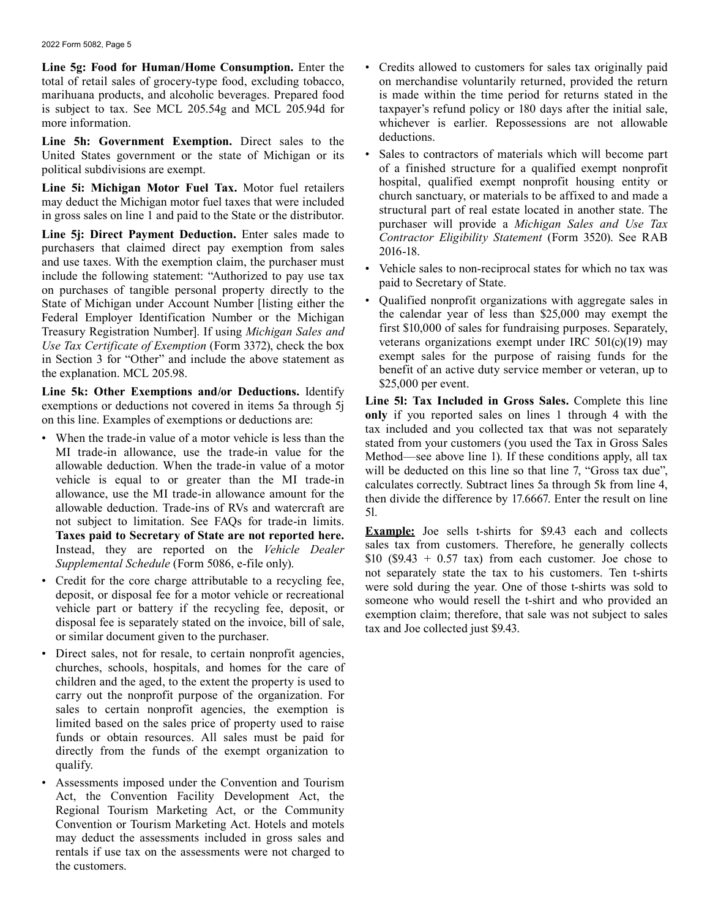**Line 5g: Food for Human/Home Consumption.** Enter the total of retail sales of grocery-type food, excluding tobacco, marihuana products, and alcoholic beverages. Prepared food is subject to tax. See MCL 205.54g and MCL 205.94d for more information.

**Line 5h: Government Exemption.** Direct sales to the United States government or the state of Michigan or its political subdivisions are exempt.

**Line 5i: Michigan Motor Fuel Tax.** Motor fuel retailers may deduct the Michigan motor fuel taxes that were included in gross sales on line 1 and paid to the State or the distributor.

**Line 5j: Direct Payment Deduction.** Enter sales made to purchasers that claimed direct pay exemption from sales and use taxes. With the exemption claim, the purchaser must include the following statement: "Authorized to pay use tax on purchases of tangible personal property directly to the State of Michigan under Account Number [listing either the Federal Employer Identification Number or the Michigan Treasury Registration Number]. If using *Michigan Sales and Use Tax Certificate of Exemption* (Form 3372), check the box in Section 3 for "Other" and include the above statement as the explanation. MCL 205.98.

**Line 5k: Other Exemptions and/or Deductions.** Identify exemptions or deductions not covered in items 5a through 5j on this line. Examples of exemptions or deductions are:

- When the trade-in value of a motor vehicle is less than the MI trade-in allowance, use the trade-in value for the allowable deduction. When the trade-in value of a motor vehicle is equal to or greater than the MI trade-in allowance, use the MI trade-in allowance amount for the allowable deduction. Trade-ins of RVs and watercraft are not subject to limitation. See FAQs for trade-in limits. **Taxes paid to Secretary of State are not reported here.** Instead, they are reported on the *Vehicle Dealer Supplemental Schedule* (Form 5086, e-file only).
- Credit for the core charge attributable to a recycling fee, deposit, or disposal fee for a motor vehicle or recreational vehicle part or battery if the recycling fee, deposit, or disposal fee is separately stated on the invoice, bill of sale, or similar document given to the purchaser.
- Direct sales, not for resale, to certain nonprofit agencies, churches, schools, hospitals, and homes for the care of children and the aged, to the extent the property is used to carry out the nonprofit purpose of the organization. For sales to certain nonprofit agencies, the exemption is limited based on the sales price of property used to raise funds or obtain resources. All sales must be paid for directly from the funds of the exempt organization to qualify.
- Assessments imposed under the Convention and Tourism Act, the Convention Facility Development Act, the Regional Tourism Marketing Act, or the Community Convention or Tourism Marketing Act. Hotels and motels may deduct the assessments included in gross sales and rentals if use tax on the assessments were not charged to the customers.
- Credits allowed to customers for sales tax originally paid on merchandise voluntarily returned, provided the return is made within the time period for returns stated in the taxpayer's refund policy or 180 days after the initial sale, whichever is earlier. Repossessions are not allowable deductions.
- Sales to contractors of materials which will become part of a finished structure for a qualified exempt nonprofit hospital, qualified exempt nonprofit housing entity or church sanctuary, or materials to be affixed to and made a structural part of real estate located in another state. The purchaser will provide a *Michigan Sales and Use Tax Contractor Eligibility Statement* (Form 3520). See RAB 2016-18.
- Vehicle sales to non-reciprocal states for which no tax was paid to Secretary of State.
- Qualified nonprofit organizations with aggregate sales in the calendar year of less than $25,000 may exempt the first $10,000 of sales for fundraising purposes. Separately, veterans organizations exempt under IRC 501(c)(19) may exempt sales for the purpose of raising funds for the benefit of an active duty service member or veteran, up to $25,000 per event.

**Line 5l: Tax Included in Gross Sales.** Complete this line **only** if you reported sales on lines 1 through 4 with the tax included and you collected tax that was not separately stated from your customers (you used the Tax in Gross Sales Method—see above line 1). If these conditions apply, all tax will be deducted on this line so that line 7, "Gross tax due", calculates correctly. Subtract lines 5a through 5k from line 4, then divide the difference by 17.6667. Enter the result on line 5l.

**Example:** Joe sells t-shirts for $9.43 each and collects sales tax from customers. Therefore, he generally collects $10 ($9.43 + 0.57 tax) from each customer. Joe chose to not separately state the tax to his customers. Ten t-shirts were sold during the year. One of those t-shirts was sold to someone who would resell the t-shirt and who provided an exemption claim; therefore, that sale was not subject to sales tax and Joe collected just $9.43.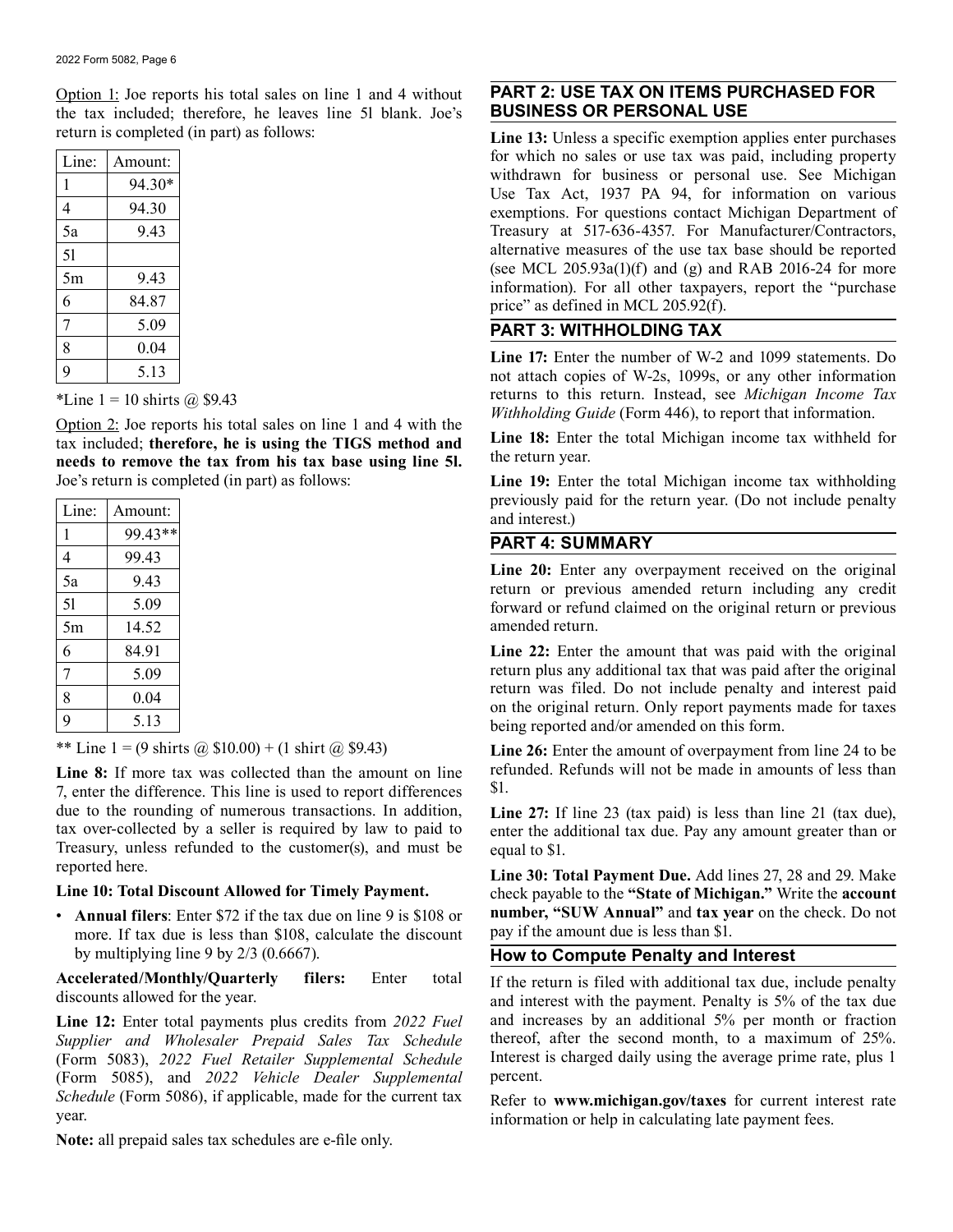Option 1: Joe reports his total sales on line 1 and 4 without the tax included; therefore, he leaves line 5l blank. Joe's return is completed (in part) as follows:

| Line: | Amount: |
|---|---|
| 1 | 94.30* |
| 4 | 94.30 |
| 5a | 9.43 |
| 5l | |
| 5m | 9.43 |
| 6 | 84.87 |
| 7 | 5.09 |
| 8 | 0.04 |
| 9 | 5.13 |

*Line 1 = 10 shirts @ $9.43

Option 2: Joe reports his total sales on line 1 and 4 with the tax included; **therefore, he is using the TIGS method and needs to remove the tax from his tax base using line 5l.** Joe's return is completed (in part) as follows:

| Line: | Amount: |
|---|---|
| 1 | 99.43** |
| 4 | 99.43 |
| 5a | 9.43 |
| 5l | 5.09 |
| 5m | 14.52 |
| 6 | 84.91 |
| 7 | 5.09 |
| 8 | 0.04 |
| 9 | 5.13 |

** Line 1 = (9 shirts @ $10.00) + (1 shirt @ $9.43)

**Line 8:** If more tax was collected than the amount on line 7, enter the difference. This line is used to report differences due to the rounding of numerous transactions. In addition, tax over-collected by a seller is required by law to paid to Treasury, unless refunded to the customer(s), and must be reported here.

**Line 10: Total Discount Allowed for Timely Payment.**

- **Annual filers**: Enter $72 if the tax due on line 9 is $108 or more. If tax due is less than $108, calculate the discount by multiplying line 9 by 2/3 (0.6667).

**Accelerated/Monthly/Quarterly filers:** Enter total discounts allowed for the year.

**Line 12:** Enter total payments plus credits from *2022 Fuel Supplier and Wholesaler Prepaid Sales Tax Schedule* (Form 5083), *2022 Fuel Retailer Supplemental Schedule* (Form 5085), and *2022 Vehicle Dealer Supplemental Schedule* (Form 5086), if applicable, made for the current tax year.

**Note:** all prepaid sales tax schedules are e-file only.

## PART 2: USE TAX ON ITEMS PURCHASED FOR BUSINESS OR PERSONAL USE

**Line 13:** Unless a specific exemption applies enter purchases for which no sales or use tax was paid, including property withdrawn for business or personal use. See Michigan Use Tax Act, 1937 PA 94, for information on various exemptions. For questions contact Michigan Department of Treasury at 517-636-4357. For Manufacturer/Contractors, alternative measures of the use tax base should be reported (see MCL 205.93a(1)(f) and (g) and RAB 2016-24 for more information). For all other taxpayers, report the "purchase price" as defined in MCL 205.92(f).

## PART 3: WITHHOLDING TAX

**Line 17:** Enter the number of W-2 and 1099 statements. Do not attach copies of W-2s, 1099s, or any other information returns to this return. Instead, see *Michigan Income Tax Withholding Guide* (Form 446), to report that information.

**Line 18:** Enter the total Michigan income tax withheld for the return year.

**Line 19:** Enter the total Michigan income tax withholding previously paid for the return year. (Do not include penalty and interest.)

## PART 4: SUMMARY

**Line 20:** Enter any overpayment received on the original return or previous amended return including any credit forward or refund claimed on the original return or previous amended return.

**Line 22:** Enter the amount that was paid with the original return plus any additional tax that was paid after the original return was filed. Do not include penalty and interest paid on the original return. Only report payments made for taxes being reported and/or amended on this form.

**Line 26:** Enter the amount of overpayment from line 24 to be refunded. Refunds will not be made in amounts of less than $1.

**Line 27:** If line 23 (tax paid) is less than line 21 (tax due), enter the additional tax due. Pay any amount greater than or equal to $1.

**Line 30: Total Payment Due.** Add lines 27, 28 and 29. Make check payable to the **"State of Michigan."** Write the **account number, "SUW Annual"** and **tax year** on the check. Do not pay if the amount due is less than $1.

## How to Compute Penalty and Interest

If the return is filed with additional tax due, include penalty and interest with the payment. Penalty is 5% of the tax due and increases by an additional 5% per month or fraction thereof, after the second month, to a maximum of 25%. Interest is charged daily using the average prime rate, plus 1 percent.

Refer to **www.michigan.gov/taxes** for current interest rate information or help in calculating late payment fees.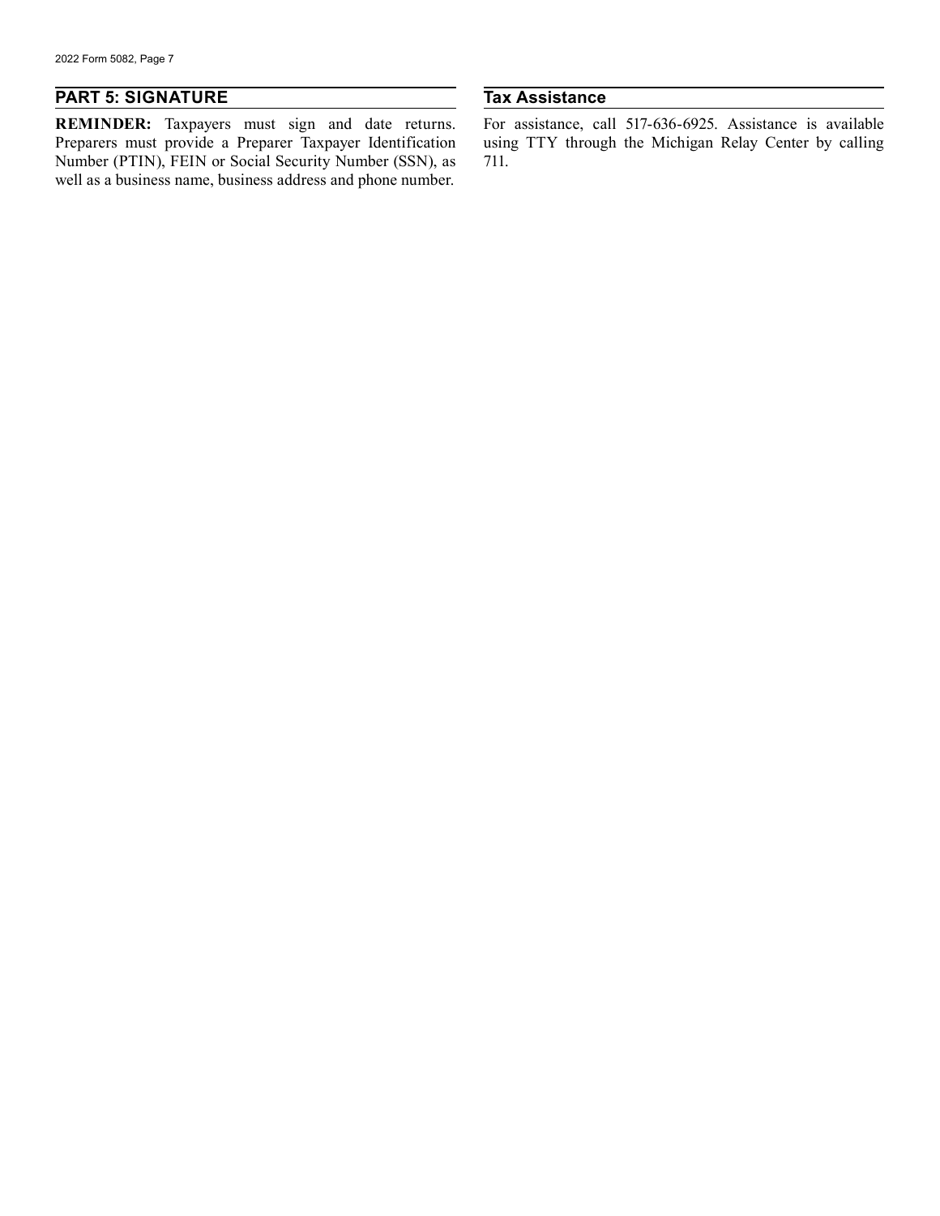## PART 5: SIGNATURE

**REMINDER:** Taxpayers must sign and date returns. Preparers must provide a Preparer Taxpayer Identification Number (PTIN), FEIN or Social Security Number (SSN), as well as a business name, business address and phone number.

## Tax Assistance

For assistance, call 517-636-6925. Assistance is available using TTY through the Michigan Relay Center by calling 711.